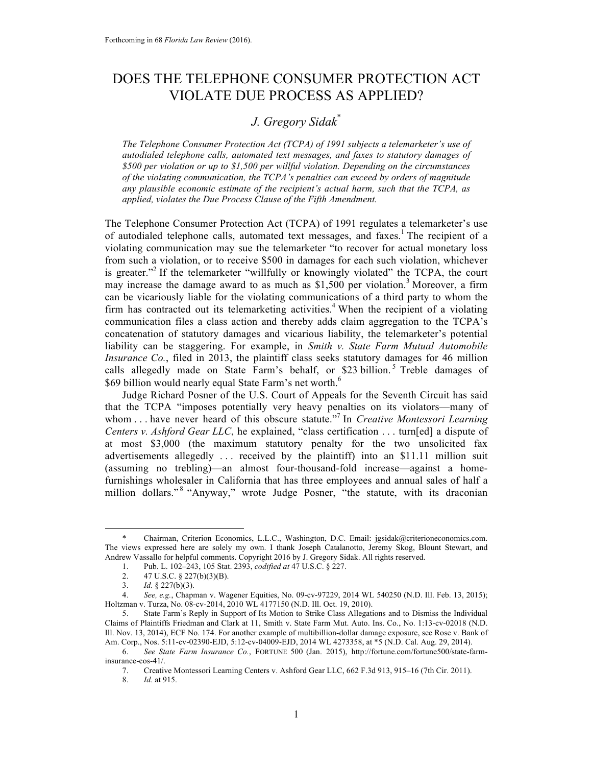Forthcoming in 68 *Florida Law Review* (2016).

# DOES THE TELEPHONE CONSUMER PROTECTION ACT VIOLATE DUE PROCESS AS APPLIED?

## *J. Gregory Sidak*[*]

*The Telephone Consumer Protection Act (TCPA) of 1991 subjects a telemarketer's use of autodialed telephone calls, automated text messages, and faxes to statutory damages of $500 per violation or up to $1,500 per willful violation. Depending on the circumstances of the violating communication, the TCPA's penalties can exceed by orders of magnitude any plausible economic estimate of the recipient's actual harm, such that the TCPA, as applied, violates the Due Process Clause of the Fifth Amendment.*

The Telephone Consumer Protection Act (TCPA) of 1991 regulates a telemarketer's use of autodialed telephone calls, automated text messages, and faxes.[1] The recipient of a violating communication may sue the telemarketer "to recover for actual monetary loss from such a violation, or to receive $500 in damages for each such violation, whichever is greater."[2] If the telemarketer "willfully or knowingly violated" the TCPA, the court may increase the damage award to as much as $1,500 per violation.[3] Moreover, a firm can be vicariously liable for the violating communications of a third party to whom the firm has contracted out its telemarketing activities.[4] When the recipient of a violating communication files a class action and thereby adds claim aggregation to the TCPA's concatenation of statutory damages and vicarious liability, the telemarketer's potential liability can be staggering. For example, in *Smith v. State Farm Mutual Automobile Insurance Co.*, filed in 2013, the plaintiff class seeks statutory damages for 46 million calls allegedly made on State Farm's behalf, or $23 billion.[5] Treble damages of $69 billion would nearly equal State Farm's net worth.[6]

Judge Richard Posner of the U.S. Court of Appeals for the Seventh Circuit has said that the TCPA "imposes potentially very heavy penalties on its violators—many of whom . . . have never heard of this obscure statute."[7] In *Creative Montessori Learning Centers v. Ashford Gear LLC*, he explained, "class certification . . . turn[ed] a dispute of at most $3,000 (the maximum statutory penalty for the two unsolicited fax advertisements allegedly . . . received by the plaintiff) into an $11.11 million suit (assuming no trebling)—an almost four-thousand-fold increase—against a home-furnishings wholesaler in California that has three employees and annual sales of half a million dollars."[8] "Anyway," wrote Judge Posner, "the statute, with its draconian

---

\* Chairman, Criterion Economics, L.L.C., Washington, D.C. Email: jgsidak@criterioneconomics.com. The views expressed here are solely my own. I thank Joseph Catalanotto, Jeremy Skog, Blount Stewart, and Andrew Vassallo for helpful comments. Copyright 2016 by J. Gregory Sidak. All rights reserved.

1. Pub. L. 102–243, 105 Stat. 2393, *codified at* 47 U.S.C. § 227.

2. 47 U.S.C. § 227(b)(3)(B).

3. *Id.* § 227(b)(3).

4. *See, e.g.*, Chapman v. Wagener Equities, No. 09-cv-97229, 2014 WL 540250 (N.D. Ill. Feb. 13, 2015); Holtzman v. Turza, No. 08-cv-2014, 2010 WL 4177150 (N.D. Ill. Oct. 19, 2010).

5. State Farm's Reply in Support of Its Motion to Strike Class Allegations and to Dismiss the Individual Claims of Plaintiffs Friedman and Clark at 11, Smith v. State Farm Mut. Auto. Ins. Co., No. 1:13-cv-02018 (N.D. Ill. Nov. 13, 2014), ECF No. 174. For another example of multibillion-dollar damage exposure, see Rose v. Bank of Am. Corp., Nos. 5:11-cv-02390-EJD, 5:12-cv-04009-EJD, 2014 WL 4273358, at *5 (N.D. Cal. Aug. 29, 2014).

6. *See State Farm Insurance Co.*, FORTUNE 500 (Jan. 2015), http://fortune.com/fortune500/state-farm-insurance-cos-41/.

7. Creative Montessori Learning Centers v. Ashford Gear LLC, 662 F.3d 913, 915–16 (7th Cir. 2011).

8. *Id.* at 915.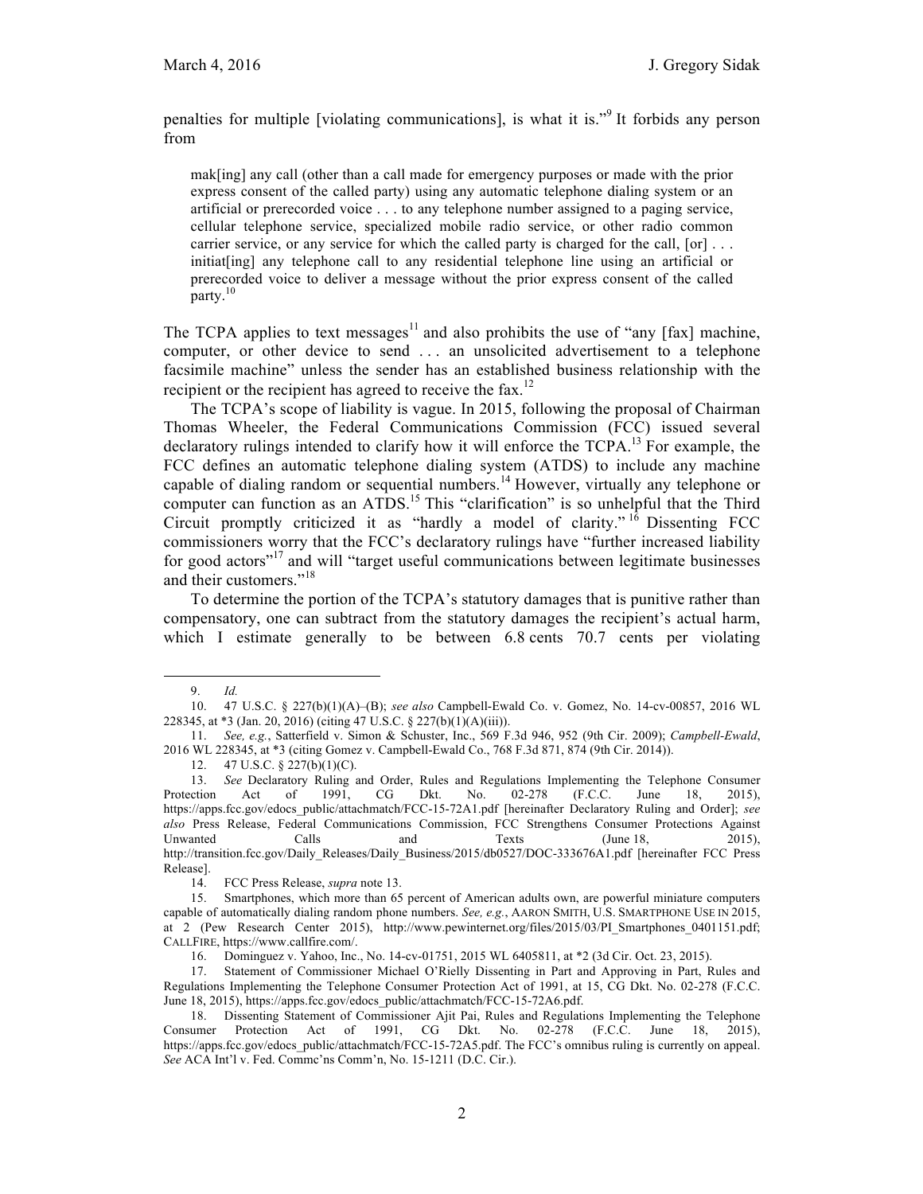penalties for multiple [violating communications], is what it is."[9] It forbids any person from

> mak[ing] any call (other than a call made for emergency purposes or made with the prior express consent of the called party) using any automatic telephone dialing system or an artificial or prerecorded voice . . . to any telephone number assigned to a paging service, cellular telephone service, specialized mobile radio service, or other radio common carrier service, or any service for which the called party is charged for the call, [or] . . . initiat[ing] any telephone call to any residential telephone line using an artificial or prerecorded voice to deliver a message without the prior express consent of the called party.[10]

The TCPA applies to text messages[11] and also prohibits the use of "any [fax] machine, computer, or other device to send . . . an unsolicited advertisement to a telephone facsimile machine" unless the sender has an established business relationship with the recipient or the recipient has agreed to receive the fax.[12]

The TCPA's scope of liability is vague. In 2015, following the proposal of Chairman Thomas Wheeler, the Federal Communications Commission (FCC) issued several declaratory rulings intended to clarify how it will enforce the TCPA.[13] For example, the FCC defines an automatic telephone dialing system (ATDS) to include any machine capable of dialing random or sequential numbers.[14] However, virtually any telephone or computer can function as an ATDS.[15] This "clarification" is so unhelpful that the Third Circuit promptly criticized it as "hardly a model of clarity."[16] Dissenting FCC commissioners worry that the FCC's declaratory rulings have "further increased liability for good actors"[17] and will "target useful communications between legitimate businesses and their customers."[18]

To determine the portion of the TCPA's statutory damages that is punitive rather than compensatory, one can subtract from the statutory damages the recipient's actual harm, which I estimate generally to be between 6.8 cents 70.7 cents per violating

---

9. *Id.*

10. 47 U.S.C. § 227(b)(1)(A)–(B); *see also* Campbell-Ewald Co. v. Gomez, No. 14-cv-00857, 2016 WL 228345, at *3 (Jan. 20, 2016) (citing 47 U.S.C. § 227(b)(1)(A)(iii)).

11. *See, e.g.*, Satterfield v. Simon & Schuster, Inc., 569 F.3d 946, 952 (9th Cir. 2009); *Campbell-Ewald*, 2016 WL 228345, at *3 (citing Gomez v. Campbell-Ewald Co., 768 F.3d 871, 874 (9th Cir. 2014)).

12. 47 U.S.C. § 227(b)(1)(C).

13. *See* Declaratory Ruling and Order, Rules and Regulations Implementing the Telephone Consumer Protection Act of 1991, CG Dkt. No. 02-278 (F.C.C. June 18, 2015), https://apps.fcc.gov/edocs_public/attachmatch/FCC-15-72A1.pdf [hereinafter Declaratory Ruling and Order]; *see also* Press Release, Federal Communications Commission, FCC Strengthens Consumer Protections Against Unwanted Calls and Texts (June 18, 2015), http://transition.fcc.gov/Daily_Releases/Daily_Business/2015/db0527/DOC-333676A1.pdf [hereinafter FCC Press Release].

14. FCC Press Release, *supra* note 13.

15. Smartphones, which more than 65 percent of American adults own, are powerful miniature computers capable of automatically dialing random phone numbers. *See, e.g.*, AARON SMITH, U.S. SMARTPHONE USE IN 2015, at 2 (Pew Research Center 2015), http://www.pewinternet.org/files/2015/03/PI_Smartphones_0401151.pdf; CALLFIRE, https://www.callfire.com/.

16. Dominguez v. Yahoo, Inc., No. 14-cv-01751, 2015 WL 6405811, at *2 (3d Cir. Oct. 23, 2015).

17. Statement of Commissioner Michael O'Rielly Dissenting in Part and Approving in Part, Rules and Regulations Implementing the Telephone Consumer Protection Act of 1991, at 15, CG Dkt. No. 02-278 (F.C.C. June 18, 2015), https://apps.fcc.gov/edocs_public/attachmatch/FCC-15-72A6.pdf.

18. Dissenting Statement of Commissioner Ajit Pai, Rules and Regulations Implementing the Telephone Consumer Protection Act of 1991, CG Dkt. No. 02-278 (F.C.C. June 18, 2015), https://apps.fcc.gov/edocs_public/attachmatch/FCC-15-72A5.pdf. The FCC's omnibus ruling is currently on appeal. *See* ACA Int'l v. Fed. Commc'ns Comm'n, No. 15-1211 (D.C. Cir.).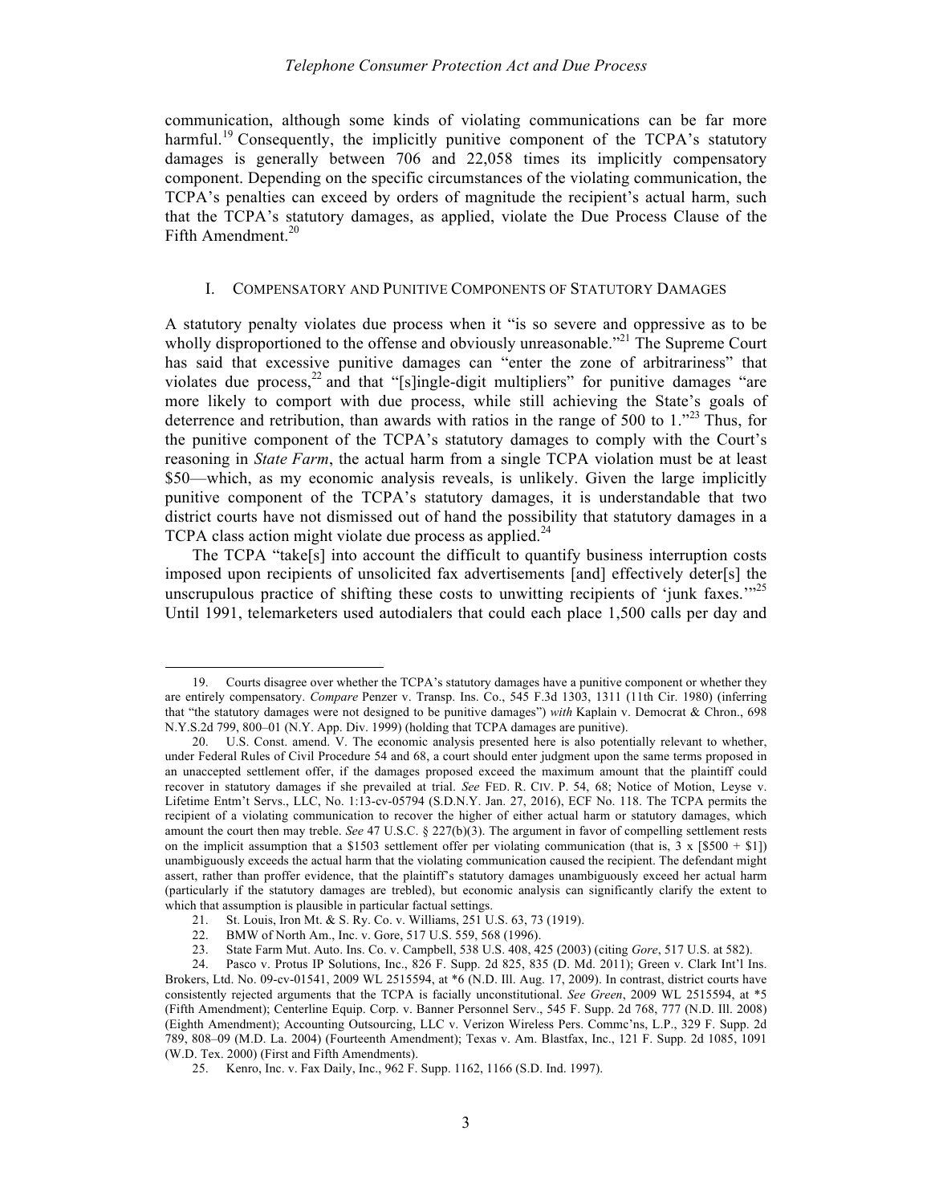communication, although some kinds of violating communications can be far more harmful.[19] Consequently, the implicitly punitive component of the TCPA's statutory damages is generally between 706 and 22,058 times its implicitly compensatory component. Depending on the specific circumstances of the violating communication, the TCPA's penalties can exceed by orders of magnitude the recipient's actual harm, such that the TCPA's statutory damages, as applied, violate the Due Process Clause of the Fifth Amendment.[20]

## I. COMPENSATORY AND PUNITIVE COMPONENTS OF STATUTORY DAMAGES

A statutory penalty violates due process when it "is so severe and oppressive as to be wholly disproportioned to the offense and obviously unreasonable."[21] The Supreme Court has said that excessive punitive damages can "enter the zone of arbitrariness" that violates due process,[22] and that "[s]ingle-digit multipliers" for punitive damages "are more likely to comport with due process, while still achieving the State's goals of deterrence and retribution, than awards with ratios in the range of 500 to 1."[23] Thus, for the punitive component of the TCPA's statutory damages to comply with the Court's reasoning in *State Farm*, the actual harm from a single TCPA violation must be at least \$50—which, as my economic analysis reveals, is unlikely. Given the large implicitly punitive component of the TCPA's statutory damages, it is understandable that two district courts have not dismissed out of hand the possibility that statutory damages in a TCPA class action might violate due process as applied.[24]

The TCPA "take[s] into account the difficult to quantify business interruption costs imposed upon recipients of unsolicited fax advertisements [and] effectively deter[s] the unscrupulous practice of shifting these costs to unwitting recipients of 'junk faxes.'"[25] Until 1991, telemarketers used autodialers that could each place 1,500 calls per day and

---

19. Courts disagree over whether the TCPA's statutory damages have a punitive component or whether they are entirely compensatory. *Compare* Penzer v. Transp. Ins. Co., 545 F.3d 1303, 1311 (11th Cir. 1980) (inferring that "the statutory damages were not designed to be punitive damages") *with* Kaplain v. Democrat & Chron., 698 N.Y.S.2d 799, 800–01 (N.Y. App. Div. 1999) (holding that TCPA damages are punitive).

20. U.S. Const. amend. V. The economic analysis presented here is also potentially relevant to whether, under Federal Rules of Civil Procedure 54 and 68, a court should enter judgment upon the same terms proposed in an unaccepted settlement offer, if the damages proposed exceed the maximum amount that the plaintiff could recover in statutory damages if she prevailed at trial. *See* FED. R. CIV. P. 54, 68; Notice of Motion, Leyse v. Lifetime Entm't Servs., LLC, No. 1:13-cv-05794 (S.D.N.Y. Jan. 27, 2016), ECF No. 118. The TCPA permits the recipient of a violating communication to recover the higher of either actual harm or statutory damages, which amount the court then may treble. *See* 47 U.S.C. § 227(b)(3). The argument in favor of compelling settlement rests on the implicit assumption that a \$1503 settlement offer per violating communication (that is, 3 x [\$500 + \$1]) unambiguously exceeds the actual harm that the violating communication caused the recipient. The defendant might assert, rather than proffer evidence, that the plaintiff's statutory damages unambiguously exceed her actual harm (particularly if the statutory damages are trebled), but economic analysis can significantly clarify the extent to which that assumption is plausible in particular factual settings.

21. St. Louis, Iron Mt. & S. Ry. Co. v. Williams, 251 U.S. 63, 73 (1919).

22. BMW of North Am., Inc. v. Gore, 517 U.S. 559, 568 (1996).

23. State Farm Mut. Auto. Ins. Co. v. Campbell, 538 U.S. 408, 425 (2003) (citing *Gore*, 517 U.S. at 582).

24. Pasco v. Protus IP Solutions, Inc., 826 F. Supp. 2d 825, 835 (D. Md. 2011); Green v. Clark Int'l Ins. Brokers, Ltd. No. 09-cv-01541, 2009 WL 2515594, at *6 (N.D. Ill. Aug. 17, 2009). In contrast, district courts have consistently rejected arguments that the TCPA is facially unconstitutional. *See Green*, 2009 WL 2515594, at *5 (Fifth Amendment); Centerline Equip. Corp. v. Banner Personnel Serv., 545 F. Supp. 2d 768, 777 (N.D. Ill. 2008) (Eighth Amendment); Accounting Outsourcing, LLC v. Verizon Wireless Pers. Commc'ns, L.P., 329 F. Supp. 2d 789, 808–09 (M.D. La. 2004) (Fourteenth Amendment); Texas v. Am. Blastfax, Inc., 121 F. Supp. 2d 1085, 1091 (W.D. Tex. 2000) (First and Fifth Amendments).

25. Kenro, Inc. v. Fax Daily, Inc., 962 F. Supp. 1162, 1166 (S.D. Ind. 1997).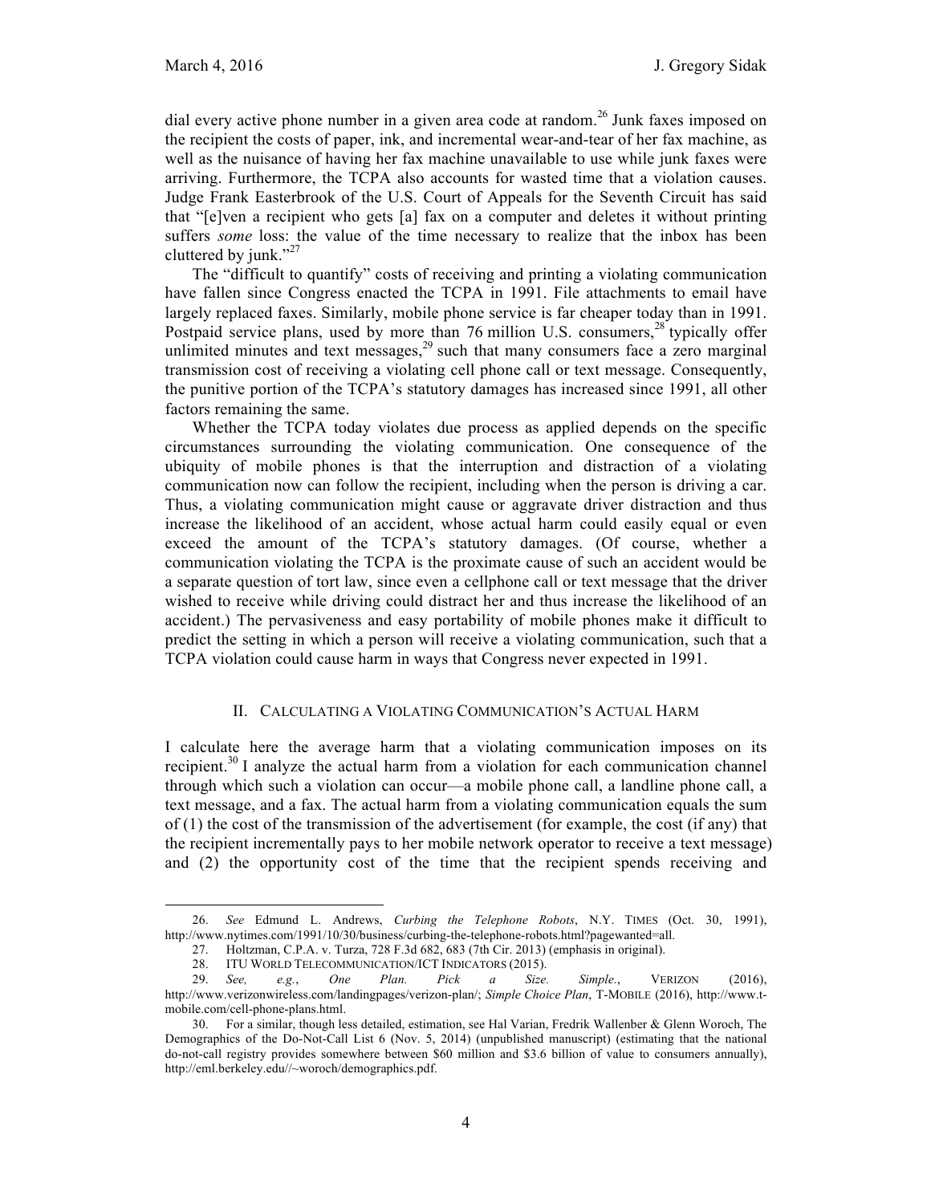dial every active phone number in a given area code at random.[26] Junk faxes imposed on the recipient the costs of paper, ink, and incremental wear-and-tear of her fax machine, as well as the nuisance of having her fax machine unavailable to use while junk faxes were arriving. Furthermore, the TCPA also accounts for wasted time that a violation causes. Judge Frank Easterbrook of the U.S. Court of Appeals for the Seventh Circuit has said that "[e]ven a recipient who gets [a] fax on a computer and deletes it without printing suffers *some* loss: the value of the time necessary to realize that the inbox has been cluttered by junk."[27]

The "difficult to quantify" costs of receiving and printing a violating communication have fallen since Congress enacted the TCPA in 1991. File attachments to email have largely replaced faxes. Similarly, mobile phone service is far cheaper today than in 1991. Postpaid service plans, used by more than 76 million U.S. consumers,[28] typically offer unlimited minutes and text messages,[29] such that many consumers face a zero marginal transmission cost of receiving a violating cell phone call or text message. Consequently, the punitive portion of the TCPA's statutory damages has increased since 1991, all other factors remaining the same.

Whether the TCPA today violates due process as applied depends on the specific circumstances surrounding the violating communication. One consequence of the ubiquity of mobile phones is that the interruption and distraction of a violating communication now can follow the recipient, including when the person is driving a car. Thus, a violating communication might cause or aggravate driver distraction and thus increase the likelihood of an accident, whose actual harm could easily equal or even exceed the amount of the TCPA's statutory damages. (Of course, whether a communication violating the TCPA is the proximate cause of such an accident would be a separate question of tort law, since even a cellphone call or text message that the driver wished to receive while driving could distract her and thus increase the likelihood of an accident.) The pervasiveness and easy portability of mobile phones make it difficult to predict the setting in which a person will receive a violating communication, such that a TCPA violation could cause harm in ways that Congress never expected in 1991.

## II. Calculating a Violating Communication's Actual Harm

I calculate here the average harm that a violating communication imposes on its recipient.[30] I analyze the actual harm from a violation for each communication channel through which such a violation can occur—a mobile phone call, a landline phone call, a text message, and a fax. The actual harm from a violating communication equals the sum of (1) the cost of the transmission of the advertisement (for example, the cost (if any) that the recipient incrementally pays to her mobile network operator to receive a text message) and (2) the opportunity cost of the time that the recipient spends receiving and

---

26. *See* Edmund L. Andrews, *Curbing the Telephone Robots*, N.Y. Times (Oct. 30, 1991), http://www.nytimes.com/1991/10/30/business/curbing-the-telephone-robots.html?pagewanted=all.

27. Holtzman, C.P.A. v. Turza, 728 F.3d 682, 683 (7th Cir. 2013) (emphasis in original).

28. ITU World Telecommunication/ICT Indicators (2015).

29. *See, e.g.*, *One Plan. Pick a Size. Simple.*, Verizon (2016), http://www.verizonwireless.com/landingpages/verizon-plan/; *Simple Choice Plan*, T-Mobile (2016), http://www.t-mobile.com/cell-phone-plans.html.

30. For a similar, though less detailed, estimation, see Hal Varian, Fredrik Wallenber & Glenn Woroch, The Demographics of the Do-Not-Call List 6 (Nov. 5, 2014) (unpublished manuscript) (estimating that the national do-not-call registry provides somewhere between $60 million and $3.6 billion of value to consumers annually), http://eml.berkeley.edu//~woroch/demographics.pdf.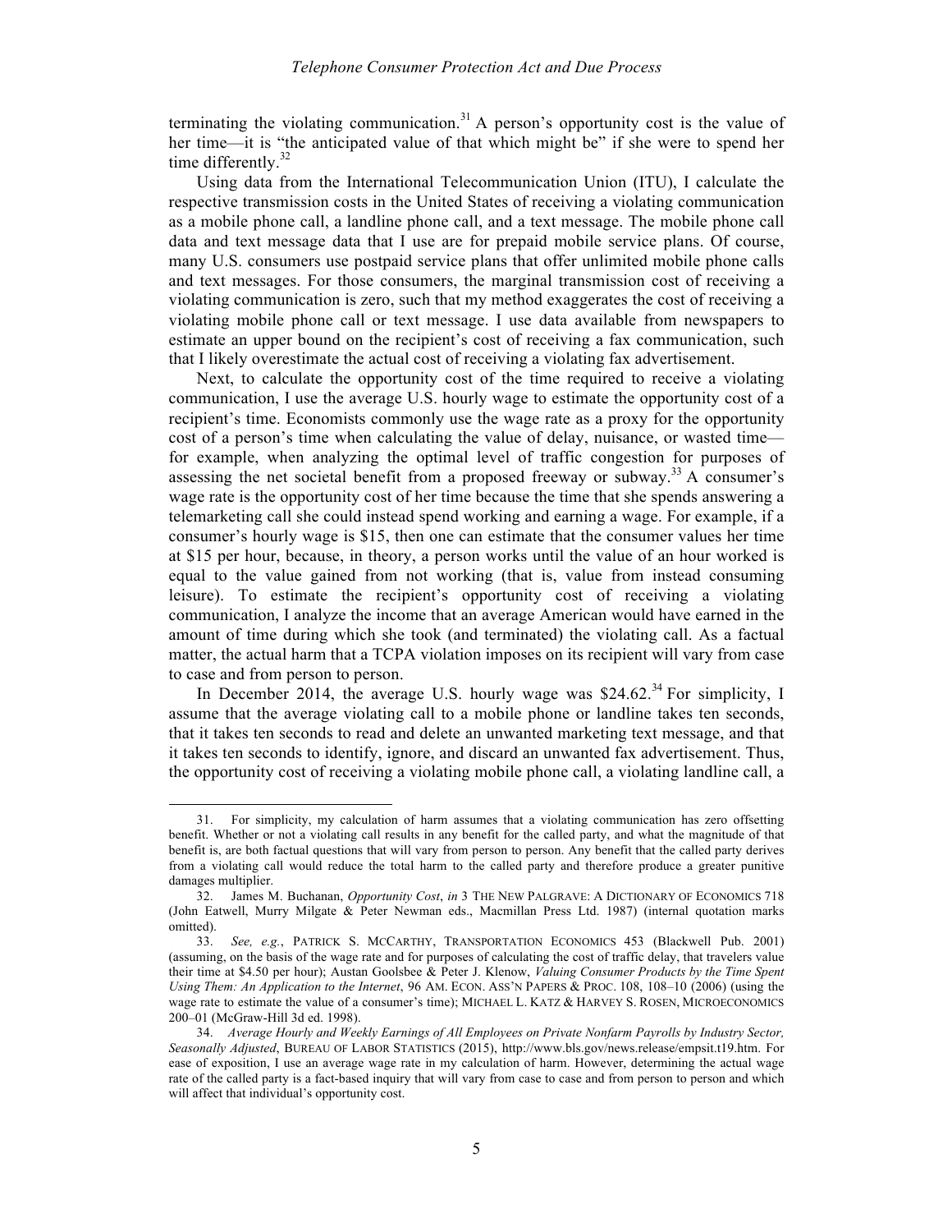terminating the violating communication.[31] A person's opportunity cost is the value of her time—it is "the anticipated value of that which might be" if she were to spend her time differently.[32]

Using data from the International Telecommunication Union (ITU), I calculate the respective transmission costs in the United States of receiving a violating communication as a mobile phone call, a landline phone call, and a text message. The mobile phone call data and text message data that I use are for prepaid mobile service plans. Of course, many U.S. consumers use postpaid service plans that offer unlimited mobile phone calls and text messages. For those consumers, the marginal transmission cost of receiving a violating communication is zero, such that my method exaggerates the cost of receiving a violating mobile phone call or text message. I use data available from newspapers to estimate an upper bound on the recipient's cost of receiving a fax communication, such that I likely overestimate the actual cost of receiving a violating fax advertisement.

Next, to calculate the opportunity cost of the time required to receive a violating communication, I use the average U.S. hourly wage to estimate the opportunity cost of a recipient's time. Economists commonly use the wage rate as a proxy for the opportunity cost of a person's time when calculating the value of delay, nuisance, or wasted time—for example, when analyzing the optimal level of traffic congestion for purposes of assessing the net societal benefit from a proposed freeway or subway.[33] A consumer's wage rate is the opportunity cost of her time because the time that she spends answering a telemarketing call she could instead spend working and earning a wage. For example, if a consumer's hourly wage is $15, then one can estimate that the consumer values her time at $15 per hour, because, in theory, a person works until the value of an hour worked is equal to the value gained from not working (that is, value from instead consuming leisure). To estimate the recipient's opportunity cost of receiving a violating communication, I analyze the income that an average American would have earned in the amount of time during which she took (and terminated) the violating call. As a factual matter, the actual harm that a TCPA violation imposes on its recipient will vary from case to case and from person to person.

In December 2014, the average U.S. hourly wage was $24.62.[34] For simplicity, I assume that the average violating call to a mobile phone or landline takes ten seconds, that it takes ten seconds to read and delete an unwanted marketing text message, and that it takes ten seconds to identify, ignore, and discard an unwanted fax advertisement. Thus, the opportunity cost of receiving a violating mobile phone call, a violating landline call, a

---

31. For simplicity, my calculation of harm assumes that a violating communication has zero offsetting benefit. Whether or not a violating call results in any benefit for the called party, and what the magnitude of that benefit is, are both factual questions that will vary from person to person. Any benefit that the called party derives from a violating call would reduce the total harm to the called party and therefore produce a greater punitive damages multiplier.

32. James M. Buchanan, *Opportunity Cost*, *in* 3 THE NEW PALGRAVE: A DICTIONARY OF ECONOMICS 718 (John Eatwell, Murry Milgate & Peter Newman eds., Macmillan Press Ltd. 1987) (internal quotation marks omitted).

33. *See, e.g.*, PATRICK S. MCCARTHY, TRANSPORTATION ECONOMICS 453 (Blackwell Pub. 2001) (assuming, on the basis of the wage rate and for purposes of calculating the cost of traffic delay, that travelers value their time at $4.50 per hour); Austan Goolsbee & Peter J. Klenow, *Valuing Consumer Products by the Time Spent Using Them: An Application to the Internet*, 96 AM. ECON. ASS'N PAPERS & PROC. 108, 108–10 (2006) (using the wage rate to estimate the value of a consumer's time); MICHAEL L. KATZ & HARVEY S. ROSEN, MICROECONOMICS 200–01 (McGraw-Hill 3d ed. 1998).

34. *Average Hourly and Weekly Earnings of All Employees on Private Nonfarm Payrolls by Industry Sector, Seasonally Adjusted*, BUREAU OF LABOR STATISTICS (2015), http://www.bls.gov/news.release/empsit.t19.htm. For ease of exposition, I use an average wage rate in my calculation of harm. However, determining the actual wage rate of the called party is a fact-based inquiry that will vary from case to case and from person to person and which will affect that individual's opportunity cost.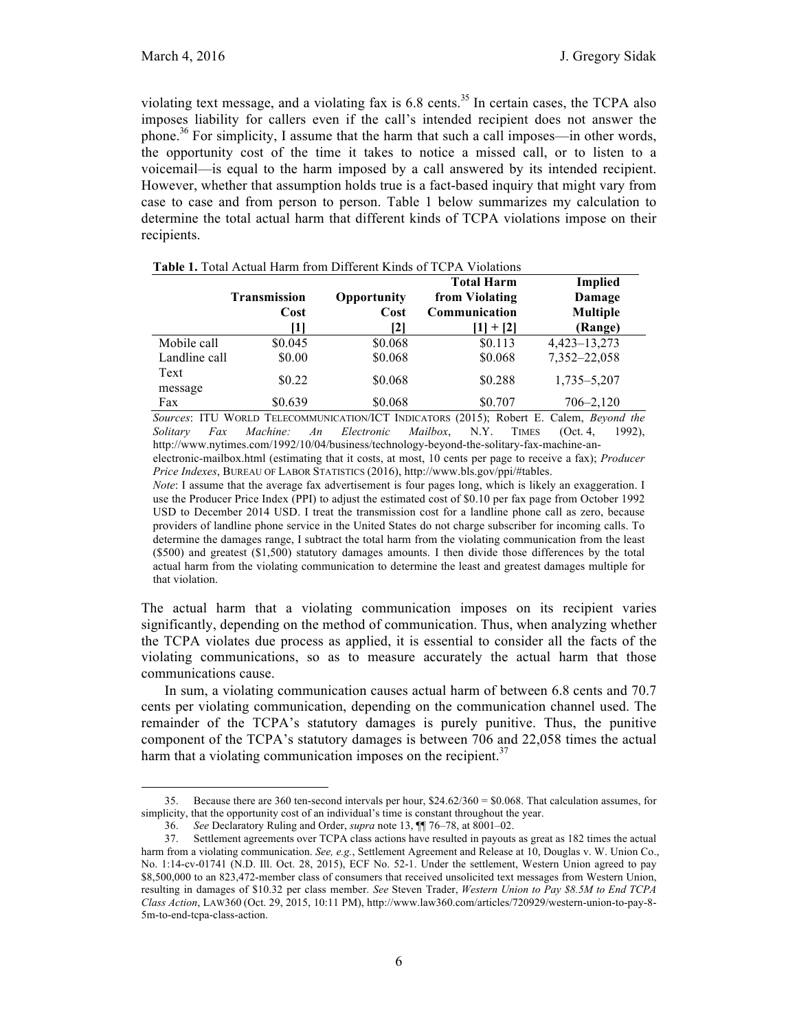violating text message, and a violating fax is 6.8 cents.[35] In certain cases, the TCPA also imposes liability for callers even if the call's intended recipient does not answer the phone.[36] For simplicity, I assume that the harm that such a call imposes—in other words, the opportunity cost of the time it takes to notice a missed call, or to listen to a voicemail—is equal to the harm imposed by a call answered by its intended recipient. However, whether that assumption holds true is a fact-based inquiry that might vary from case to case and from person to person. Table 1 below summarizes my calculation to determine the total actual harm that different kinds of TCPA violations impose on their recipients.

**Table 1.** Total Actual Harm from Different Kinds of TCPA Violations

| | Transmission Cost [1] | Opportunity Cost [2] | Total Harm from Violating Communication [1] + [2] | Implied Damage Multiple (Range) |
|---|---|---|---|---|
| Mobile call | $0.045 | $0.068 | $0.113 | 4,423–13,273 |
| Landline call | $0.00 | $0.068 | $0.068 | 7,352–22,058 |
| Text message | $0.22 | $0.068 | $0.288 | 1,735–5,207 |
| Fax | $0.639 | $0.068 | $0.707 | 706–2,120 |

*Sources*: ITU WORLD TELECOMMUNICATION/ICT INDICATORS (2015); Robert E. Calem, *Beyond the Solitary Fax Machine: An Electronic Mailbox*, N.Y. TIMES (Oct. 4, 1992), http://www.nytimes.com/1992/10/04/business/technology-beyond-the-solitary-fax-machine-an-electronic-mailbox.html (estimating that it costs, at most, 10 cents per page to receive a fax); *Producer Price Indexes*, BUREAU OF LABOR STATISTICS (2016), http://www.bls.gov/ppi/#tables.

*Note*: I assume that the average fax advertisement is four pages long, which is likely an exaggeration. I use the Producer Price Index (PPI) to adjust the estimated cost of $0.10 per fax page from October 1992 USD to December 2014 USD. I treat the transmission cost for a landline phone call as zero, because providers of landline phone service in the United States do not charge subscriber for incoming calls. To determine the damages range, I subtract the total harm from the violating communication from the least ($500) and greatest ($1,500) statutory damages amounts. I then divide those differences by the total actual harm from the violating communication to determine the least and greatest damages multiple for that violation.

The actual harm that a violating communication imposes on its recipient varies significantly, depending on the method of communication. Thus, when analyzing whether the TCPA violates due process as applied, it is essential to consider all the facts of the violating communications, so as to measure accurately the actual harm that those communications cause.

In sum, a violating communication causes actual harm of between 6.8 cents and 70.7 cents per violating communication, depending on the communication channel used. The remainder of the TCPA's statutory damages is purely punitive. Thus, the punitive component of the TCPA's statutory damages is between 706 and 22,058 times the actual harm that a violating communication imposes on the recipient.[37]

---

35. Because there are 360 ten-second intervals per hour, $24.62/360 = $0.068. That calculation assumes, for simplicity, that the opportunity cost of an individual's time is constant throughout the year.

36. *See* Declaratory Ruling and Order, *supra* note 13, ¶¶ 76–78, at 8001–02.

37. Settlement agreements over TCPA class actions have resulted in payouts as great as 182 times the actual harm from a violating communication. *See, e.g.*, Settlement Agreement and Release at 10, Douglas v. W. Union Co., No. 1:14-cv-01741 (N.D. Ill. Oct. 28, 2015), ECF No. 52-1. Under the settlement, Western Union agreed to pay $8,500,000 to an 823,472-member class of consumers that received unsolicited text messages from Western Union, resulting in damages of $10.32 per class member. *See* Steven Trader, *Western Union to Pay $8.5M to End TCPA Class Action*, LAW360 (Oct. 29, 2015, 10:11 PM), http://www.law360.com/articles/720929/western-union-to-pay-8-5m-to-end-tcpa-class-action.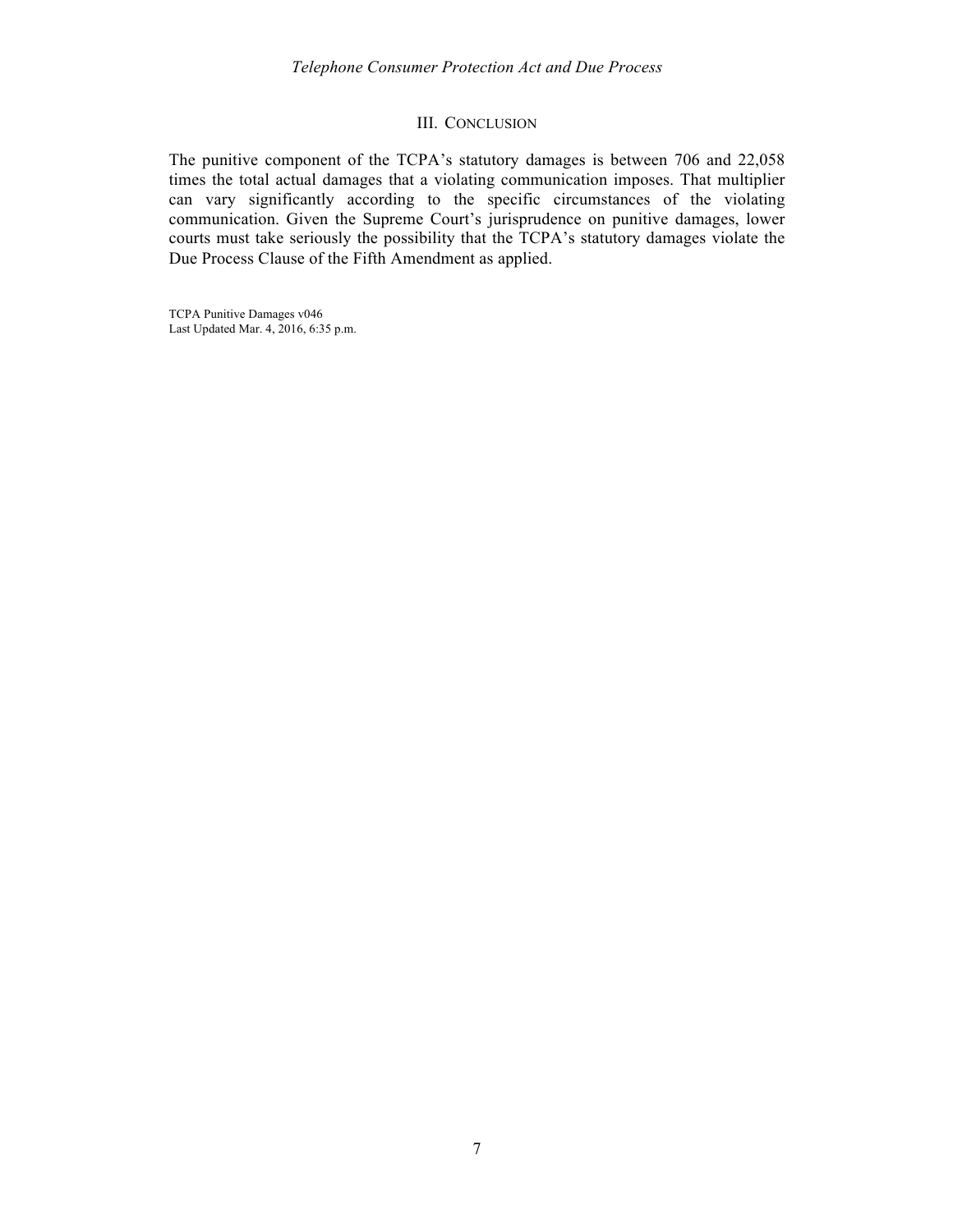## III. Conclusion

The punitive component of the TCPA's statutory damages is between 706 and 22,058 times the total actual damages that a violating communication imposes. That multiplier can vary significantly according to the specific circumstances of the violating communication. Given the Supreme Court's jurisprudence on punitive damages, lower courts must take seriously the possibility that the TCPA's statutory damages violate the Due Process Clause of the Fifth Amendment as applied.

TCPA Punitive Damages v046
Last Updated Mar. 4, 2016, 6:35 p.m.